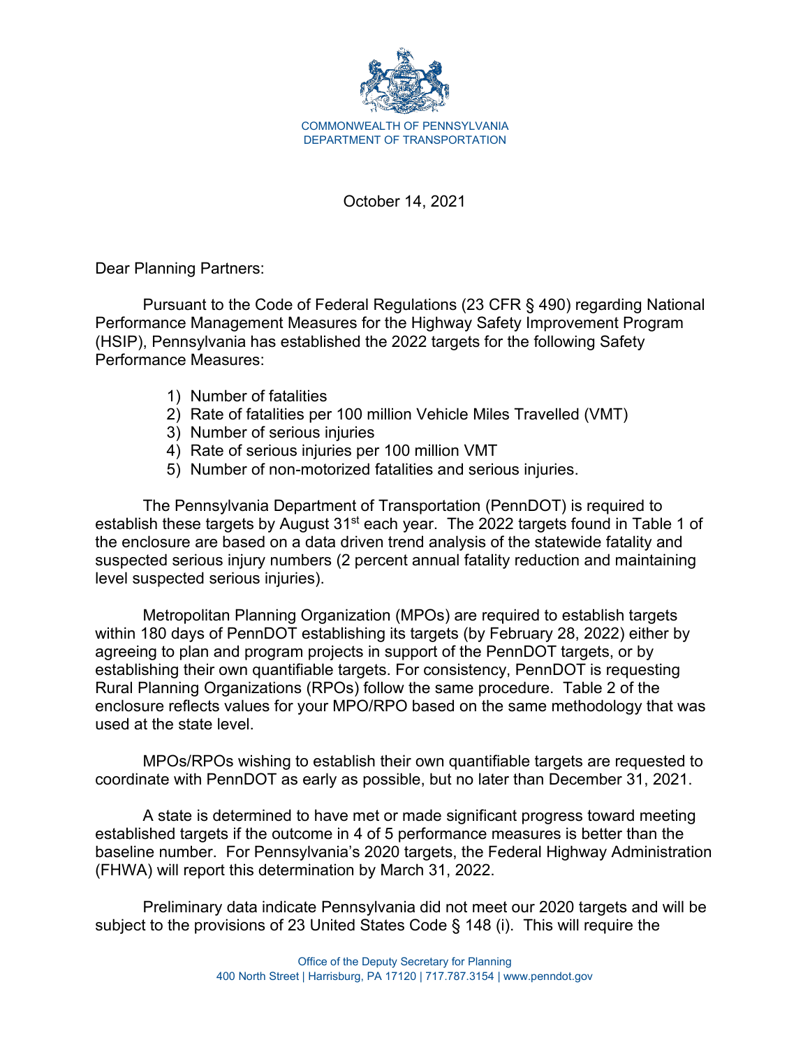COMMONWEALTH OF PENNSYLVANIA
DEPARTMENT OF TRANSPORTATION

October 14, 2021

Dear Planning Partners:

Pursuant to the Code of Federal Regulations (23 CFR § 490) regarding National Performance Management Measures for the Highway Safety Improvement Program (HSIP), Pennsylvania has established the 2022 targets for the following Safety Performance Measures:

1) Number of fatalities
2) Rate of fatalities per 100 million Vehicle Miles Travelled (VMT)
3) Number of serious injuries
4) Rate of serious injuries per 100 million VMT
5) Number of non-motorized fatalities and serious injuries.

The Pennsylvania Department of Transportation (PennDOT) is required to establish these targets by August 31st each year. The 2022 targets found in Table 1 of the enclosure are based on a data driven trend analysis of the statewide fatality and suspected serious injury numbers (2 percent annual fatality reduction and maintaining level suspected serious injuries).

Metropolitan Planning Organization (MPOs) are required to establish targets within 180 days of PennDOT establishing its targets (by February 28, 2022) either by agreeing to plan and program projects in support of the PennDOT targets, or by establishing their own quantifiable targets. For consistency, PennDOT is requesting Rural Planning Organizations (RPOs) follow the same procedure. Table 2 of the enclosure reflects values for your MPO/RPO based on the same methodology that was used at the state level.

MPOs/RPOs wishing to establish their own quantifiable targets are requested to coordinate with PennDOT as early as possible, but no later than December 31, 2021.

A state is determined to have met or made significant progress toward meeting established targets if the outcome in 4 of 5 performance measures is better than the baseline number. For Pennsylvania's 2020 targets, the Federal Highway Administration (FHWA) will report this determination by March 31, 2022.

Preliminary data indicate Pennsylvania did not meet our 2020 targets and will be subject to the provisions of 23 United States Code § 148 (i). This will require the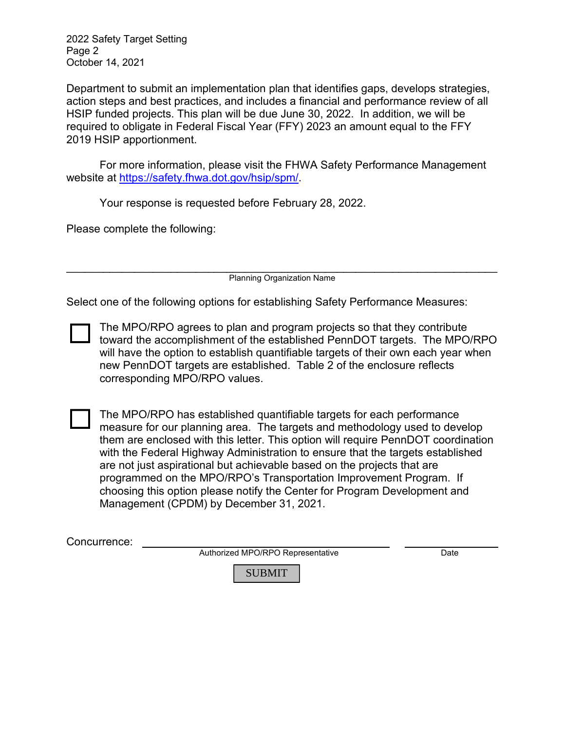Department to submit an implementation plan that identifies gaps, develops strategies, action steps and best practices, and includes a financial and performance review of all HSIP funded projects. This plan will be due June 30, 2022. In addition, we will be required to obligate in Federal Fiscal Year (FFY) 2023 an amount equal to the FFY 2019 HSIP apportionment.

For more information, please visit the FHWA Safety Performance Management website at [https://safety.fhwa.dot.gov/hsip/spm/](https://safety.fhwa.dot.gov/hsip/spm/).

Your response is requested before February 28, 2022.

Please complete the following:

______________________________________________________________

Planning Organization Name

Select one of the following options for establishing Safety Performance Measures:

☐ The MPO/RPO agrees to plan and program projects so that they contribute toward the accomplishment of the established PennDOT targets. The MPO/RPO will have the option to establish quantifiable targets of their own each year when new PennDOT targets are established. Table 2 of the enclosure reflects corresponding MPO/RPO values.

☐ The MPO/RPO has established quantifiable targets for each performance measure for our planning area. The targets and methodology used to develop them are enclosed with this letter. This option will require PennDOT coordination with the Federal Highway Administration to ensure that the targets established are not just aspirational but achievable based on the projects that are programmed on the MPO/RPO's Transportation Improvement Program. If choosing this option please notify the Center for Program Development and Management (CPDM) by December 31, 2021.

Concurrence: ______________________________________ ______________

Authorized MPO/RPO Representative Date

SUBMIT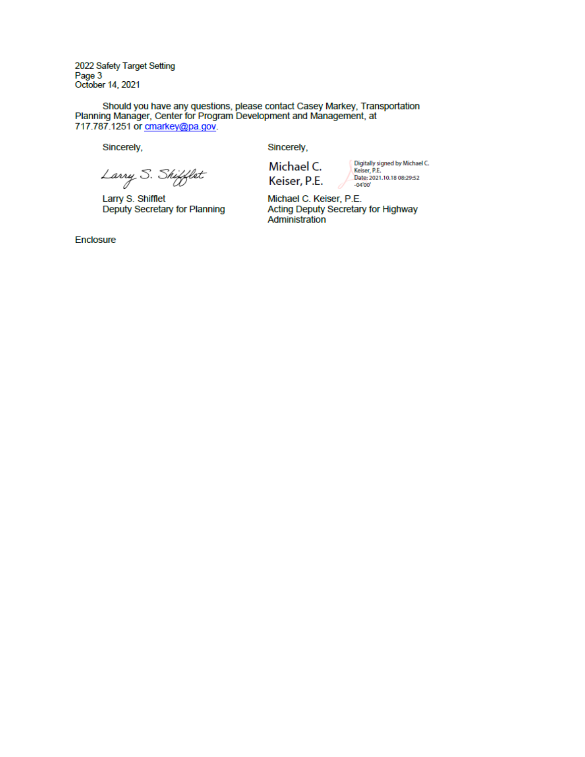Should you have any questions, please contact Casey Markey, Transportation Planning Manager, Center for Program Development and Management, at 717.787.1251 or cmarkey@pa.gov.

Sincerely,

Larry S. Shifflet
Deputy Secretary for Planning

Sincerely,

Michael C. Keiser, P.E.
Digitally signed by Michael C. Keiser, P.E.
Date: 2021.10.18 08:29:52 -04'00'

Michael C. Keiser, P.E.
Acting Deputy Secretary for Highway Administration

Enclosure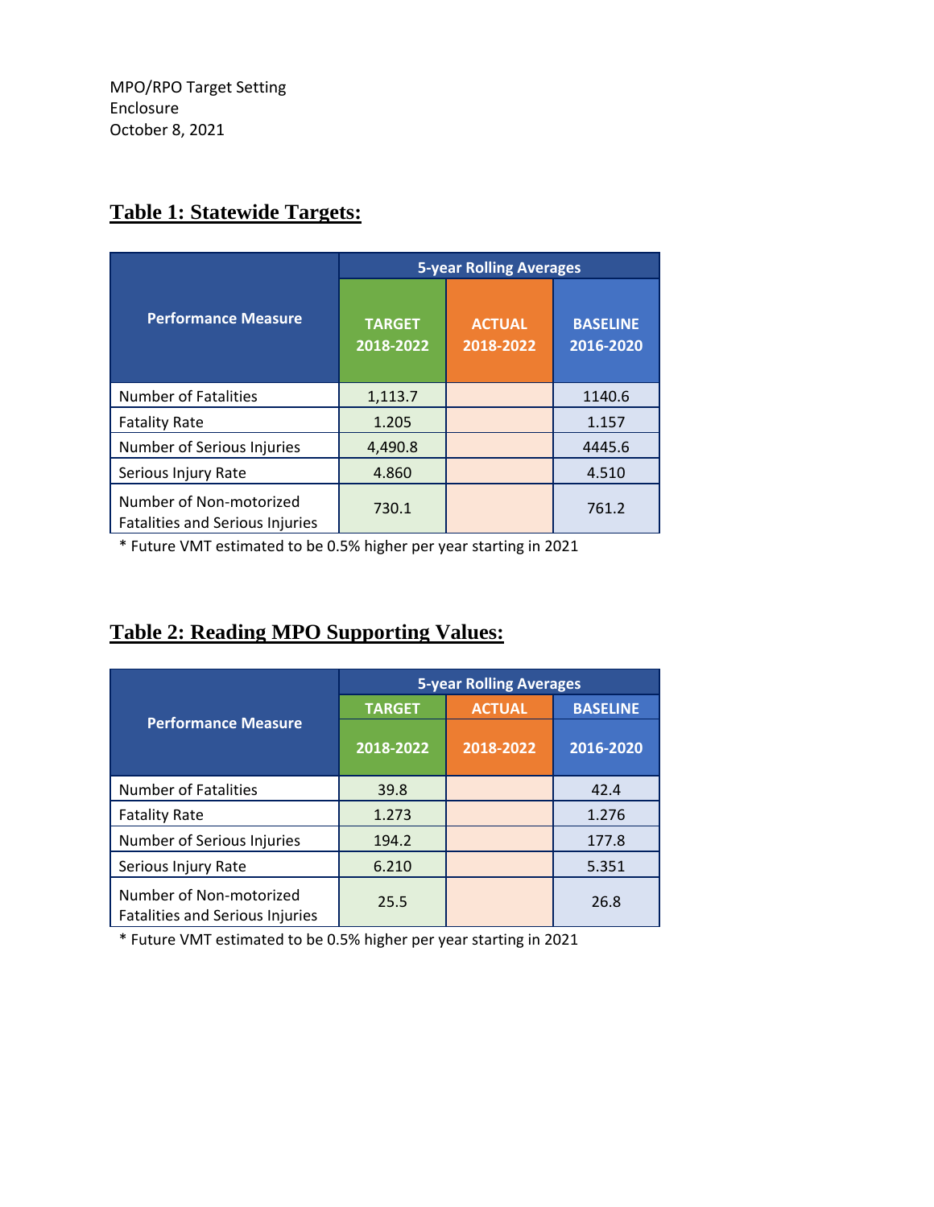MPO/RPO Target Setting
Enclosure
October 8, 2021

## Table 1: Statewide Targets:

| Performance Measure | 5-year Rolling Averages | | |
|---|---|---|---|
| | TARGET 2018-2022 | ACTUAL 2018-2022 | BASELINE 2016-2020 |
| Number of Fatalities | 1,113.7 | | 1140.6 |
| Fatality Rate | 1.205 | | 1.157 |
| Number of Serious Injuries | 4,490.8 | | 4445.6 |
| Serious Injury Rate | 4.860 | | 4.510 |
| Number of Non-motorized Fatalities and Serious Injuries | 730.1 | | 761.2 |

* Future VMT estimated to be 0.5% higher per year starting in 2021

## Table 2: Reading MPO Supporting Values:

| Performance Measure | 5-year Rolling Averages | | |
|---|---|---|---|
| | TARGET | ACTUAL | BASELINE |
| | 2018-2022 | 2018-2022 | 2016-2020 |
| Number of Fatalities | 39.8 | | 42.4 |
| Fatality Rate | 1.273 | | 1.276 |
| Number of Serious Injuries | 194.2 | | 177.8 |
| Serious Injury Rate | 6.210 | | 5.351 |
| Number of Non-motorized Fatalities and Serious Injuries | 25.5 | | 26.8 |

* Future VMT estimated to be 0.5% higher per year starting in 2021